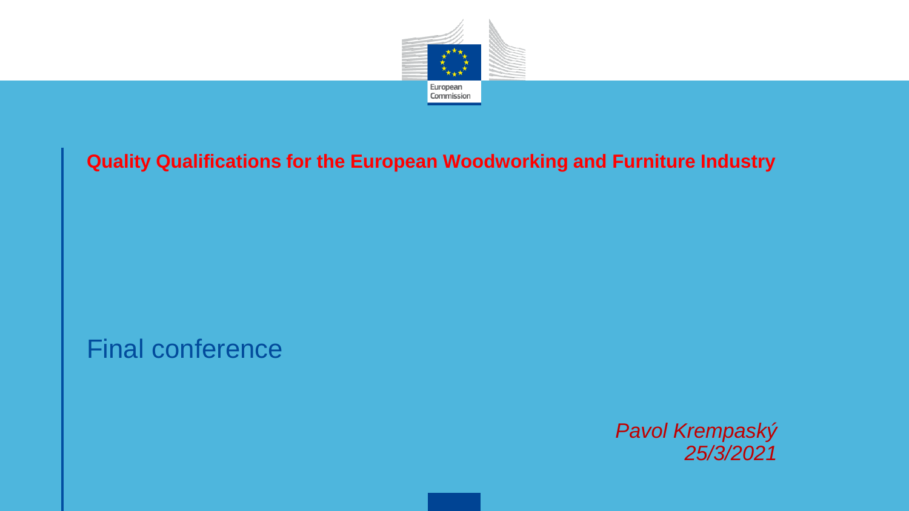# Quality Qualifications for the European Woodworking and Furniture Industry

## Final conference

*Pavol Krempaský*
*25/3/2021*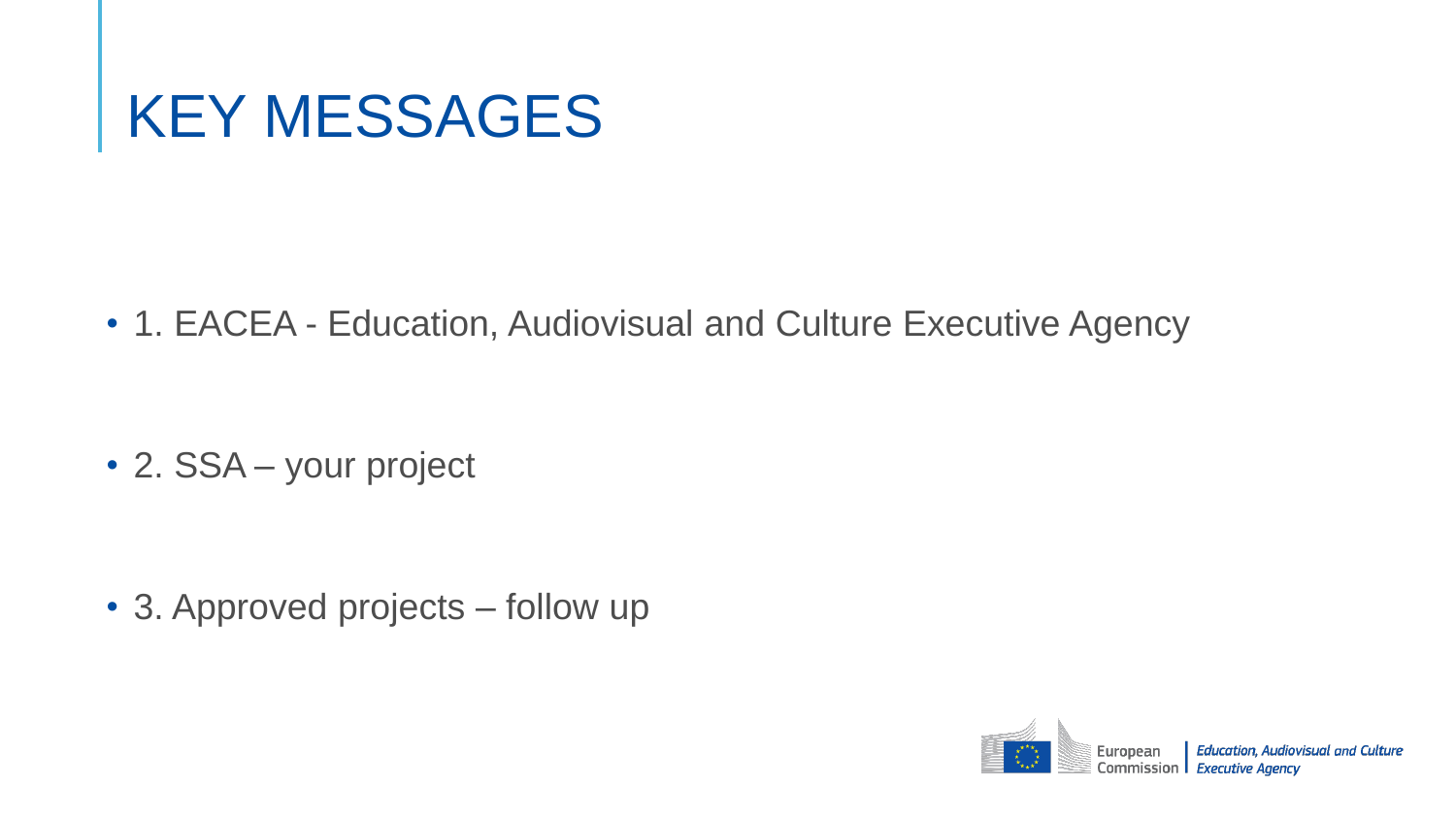# KEY MESSAGES

- 1. EACEA - Education, Audiovisual and Culture Executive Agency
- 2. SSA – your project
- 3. Approved projects – follow up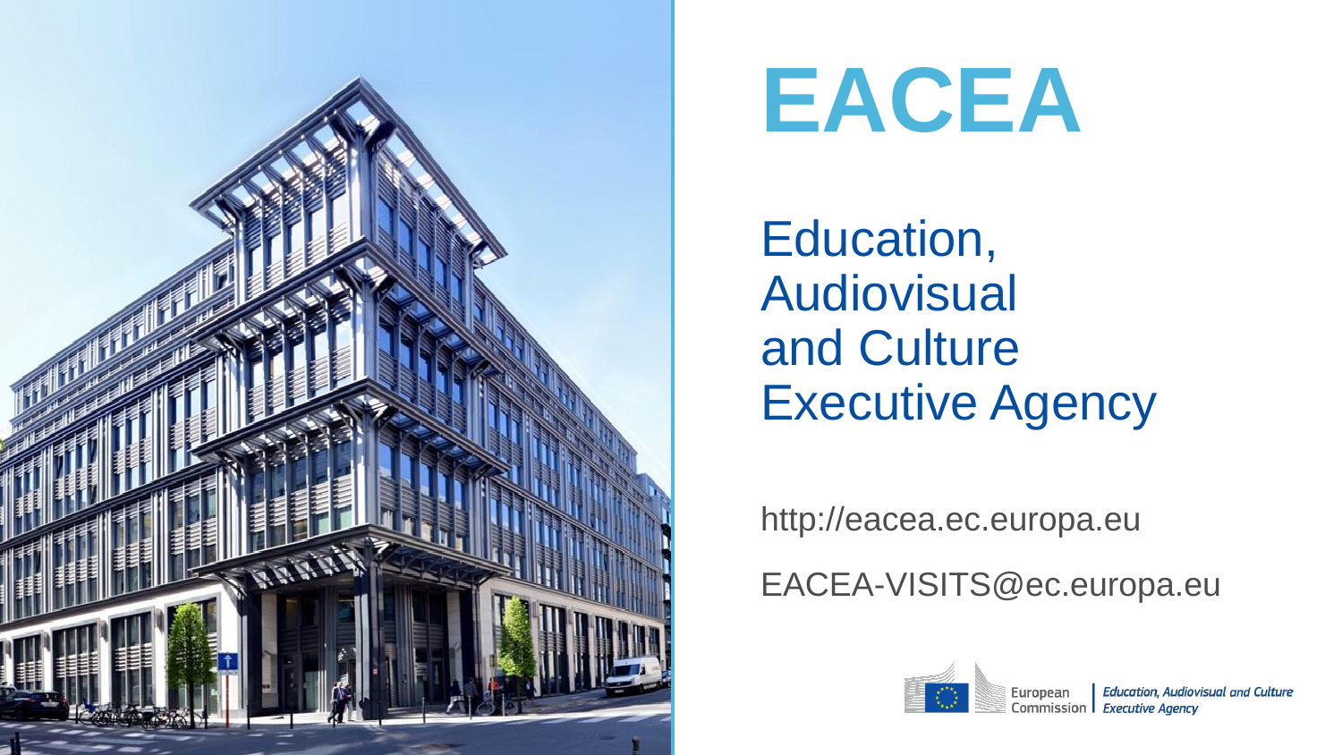# EACEA

## Education, Audiovisual and Culture Executive Agency

http://eacea.ec.europa.eu

EACEA-VISITS@ec.europa.eu

European Commission | Education, Audiovisual and Culture Executive Agency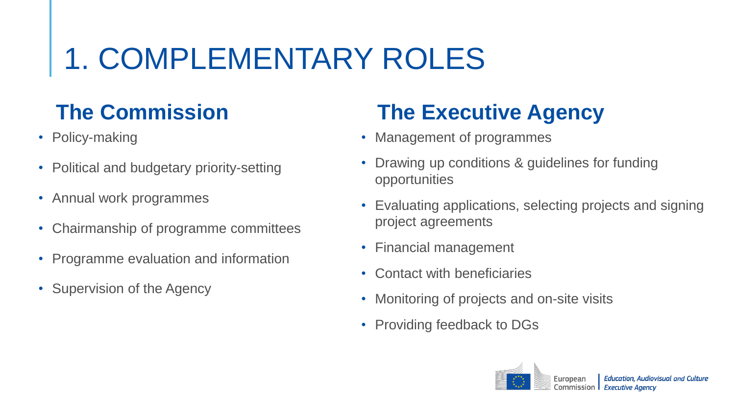# 1. COMPLEMENTARY ROLES

## The Commission

- Policy-making
- Political and budgetary priority-setting
- Annual work programmes
- Chairmanship of programme committees
- Programme evaluation and information
- Supervision of the Agency

## The Executive Agency

- Management of programmes
- Drawing up conditions & guidelines for funding opportunities
- Evaluating applications, selecting projects and signing project agreements
- Financial management
- Contact with beneficiaries
- Monitoring of projects and on-site visits
- Providing feedback to DGs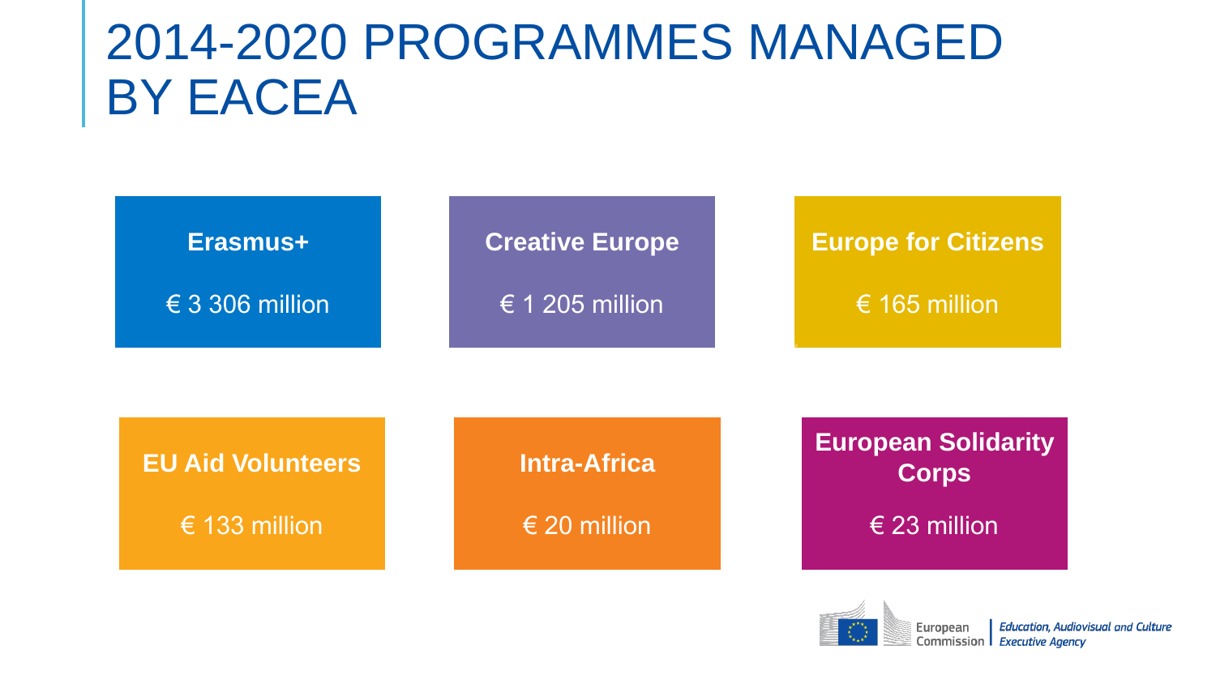# 2014-2020 PROGRAMMES MANAGED BY EACEA

**Erasmus+**

€ 3 306 million

**Creative Europe**

€ 1 205 million

**Europe for Citizens**

€ 165 million

**EU Aid Volunteers**

€ 133 million

**Intra-Africa**

€ 20 million

**European Solidarity Corps**

€ 23 million

European Commission | *Education, Audiovisual and Culture Executive Agency*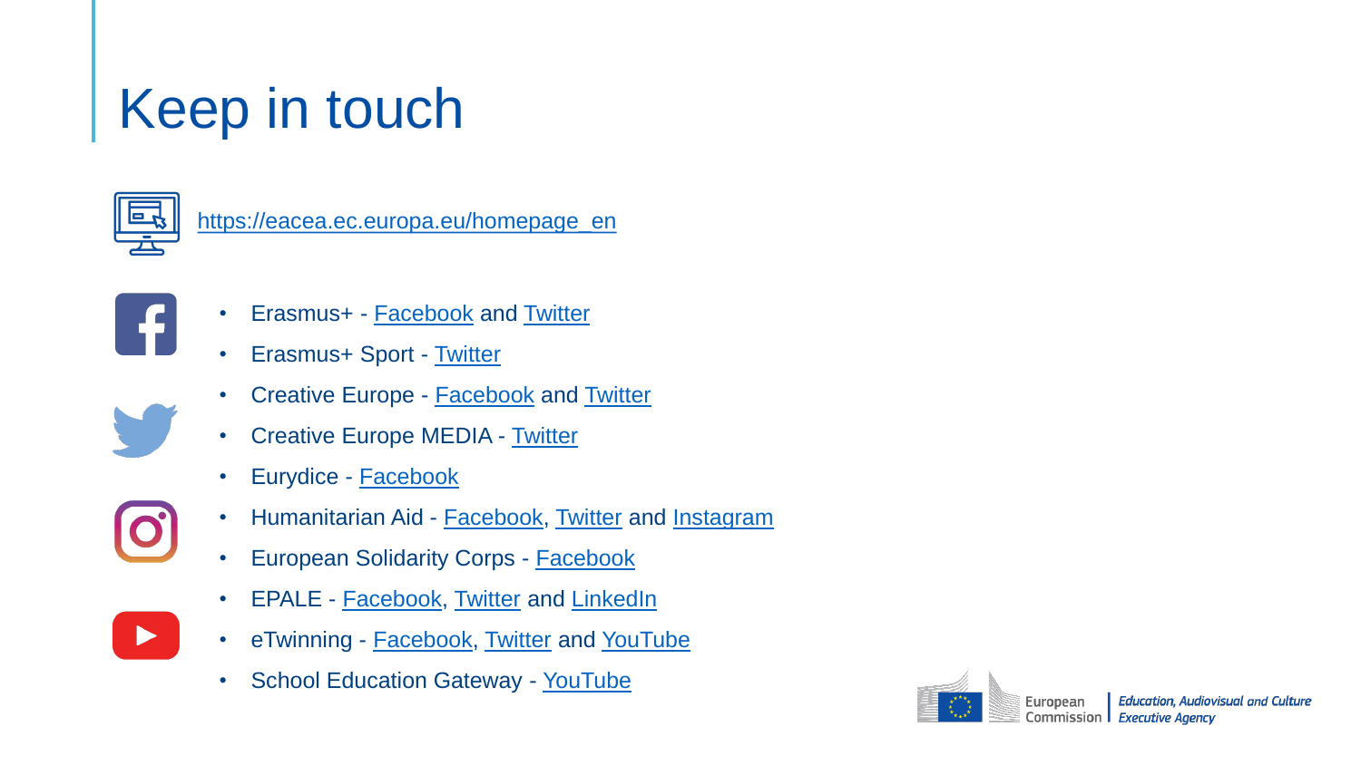# Keep in touch

https://eacea.ec.europa.eu/homepage_en

- Erasmus+ - Facebook and Twitter
- Erasmus+ Sport - Twitter
- Creative Europe - Facebook and Twitter
- Creative Europe MEDIA - Twitter
- Eurydice - Facebook
- Humanitarian Aid - Facebook, Twitter and Instagram
- European Solidarity Corps - Facebook
- EPALE - Facebook, Twitter and LinkedIn
- eTwinning - Facebook, Twitter and YouTube
- School Education Gateway - YouTube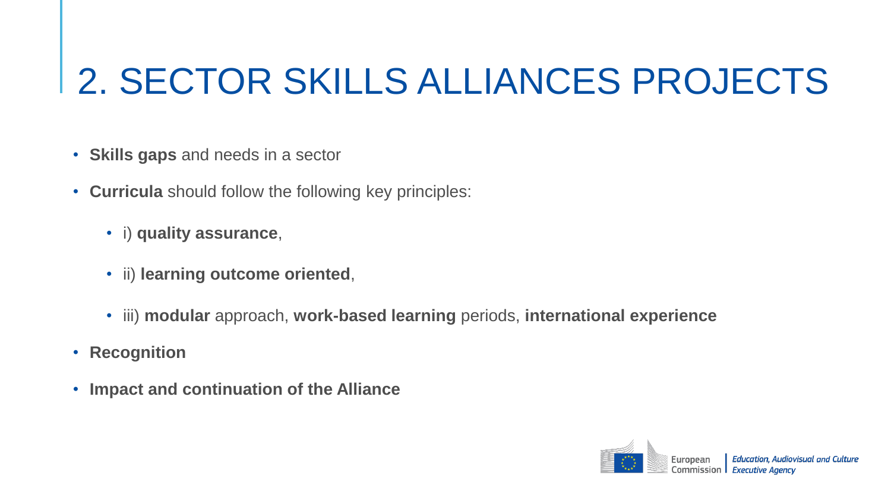# 2. SECTOR SKILLS ALLIANCES PROJECTS

- **Skills gaps** and needs in a sector
- **Curricula** should follow the following key principles:
  - i) **quality assurance**,
  - ii) **learning outcome oriented**,
  - iii) **modular** approach, **work-based learning** periods, **international experience**
- **Recognition**
- **Impact and continuation of the Alliance**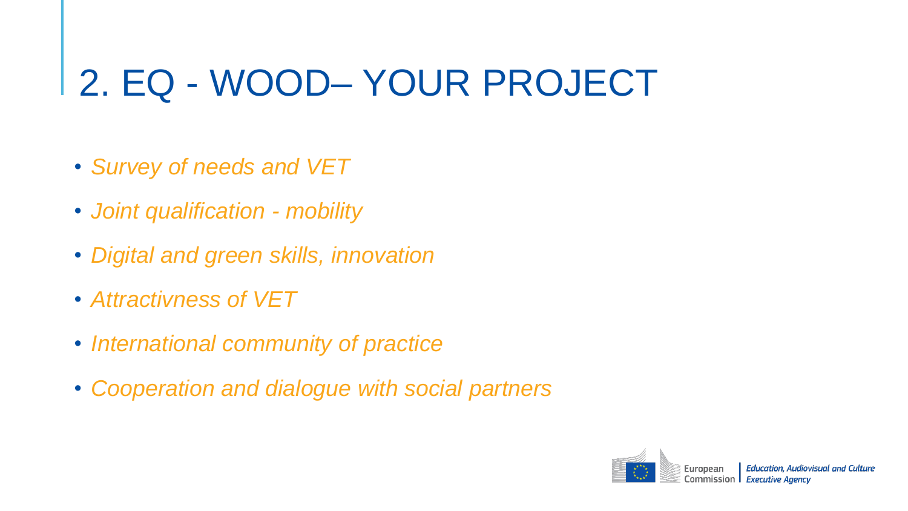# 2. EQ - WOOD– YOUR PROJECT

- *Survey of needs and VET*
- *Joint qualification - mobility*
- *Digital and green skills, innovation*
- *Attractivness of VET*
- *International community of practice*
- *Cooperation and dialogue with social partners*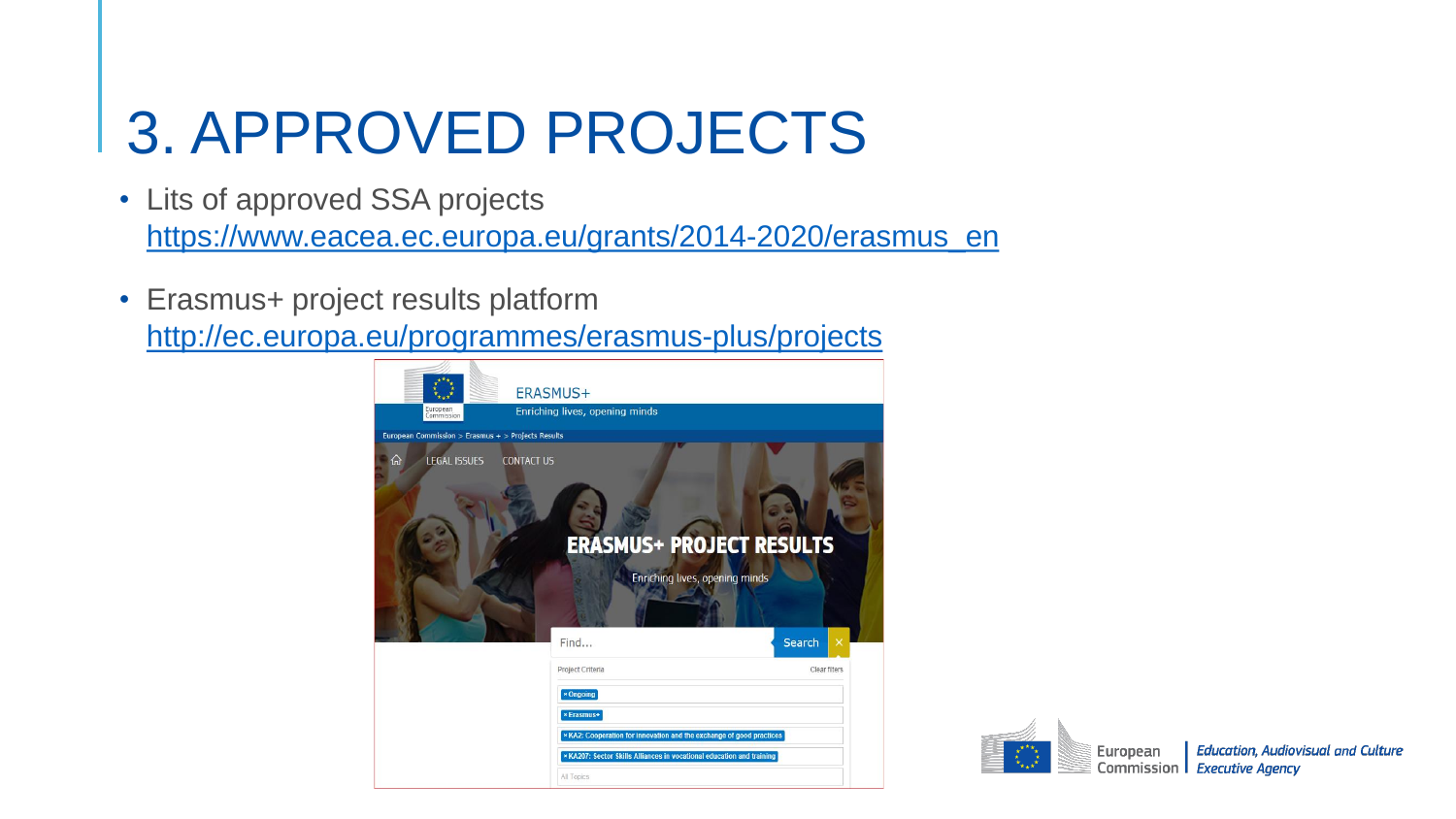# 3. APPROVED PROJECTS

- Lits of approved SSA projects
  https://www.eacea.ec.europa.eu/grants/2014-2020/erasmus_en
- Erasmus+ project results platform
  http://ec.europa.eu/programmes/erasmus-plus/projects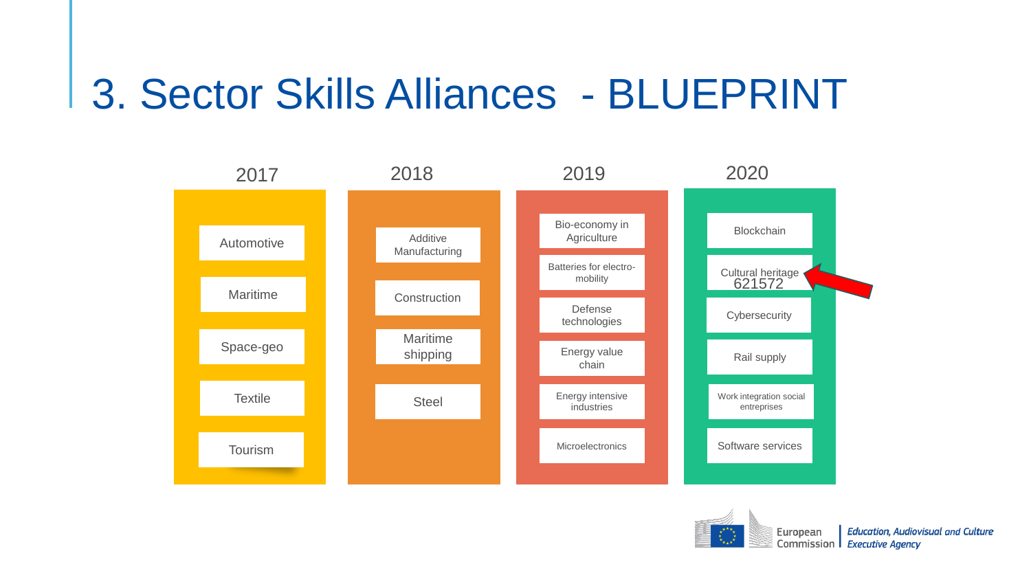# 3. Sector Skills Alliances - BLUEPRINT

| 2017 | 2018 | 2019 | 2020 |
| --- | --- | --- | --- |
| Automotive | Additive Manufacturing | Bio-economy in Agriculture | Blockchain |
| Maritime | Construction | Batteries for electro-mobility | Cultural heritage 621572 |
| Space-geo | Maritime shipping | Defense technologies | Cybersecurity |
| Textile | Steel | Energy value chain | Rail supply |
| Tourism | | Energy intensive industries | Work integration social entreprises |
| | | Microelectronics | Software services |

European Commission | Education, Audiovisual and Culture Executive Agency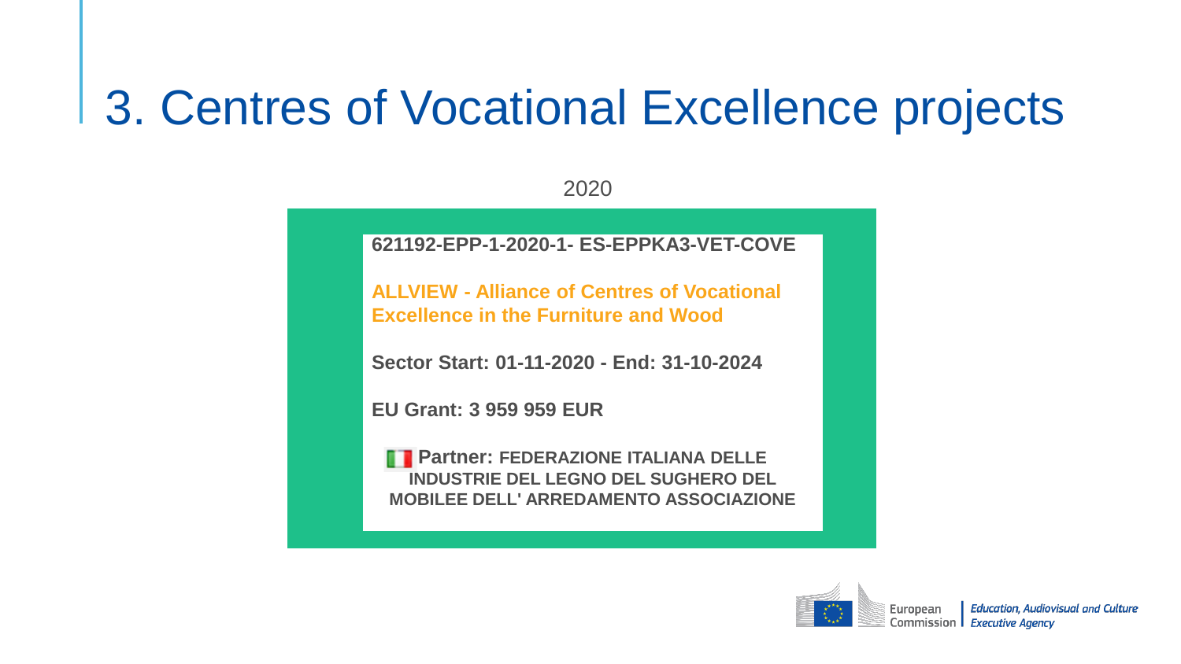# 3. Centres of Vocational Excellence projects

2020

**621192-EPP-1-2020-1- ES-EPPKA3-VET-COVE**

**ALLVIEW - Alliance of Centres of Vocational Excellence in the Furniture and Wood**

**Sector Start: 01-11-2020 - End: 31-10-2024**

**EU Grant: 3 959 959 EUR**

**Partner: FEDERAZIONE ITALIANA DELLE INDUSTRIE DEL LEGNO DEL SUGHERO DEL MOBILEE DELL' ARREDAMENTO ASSOCIAZIONE**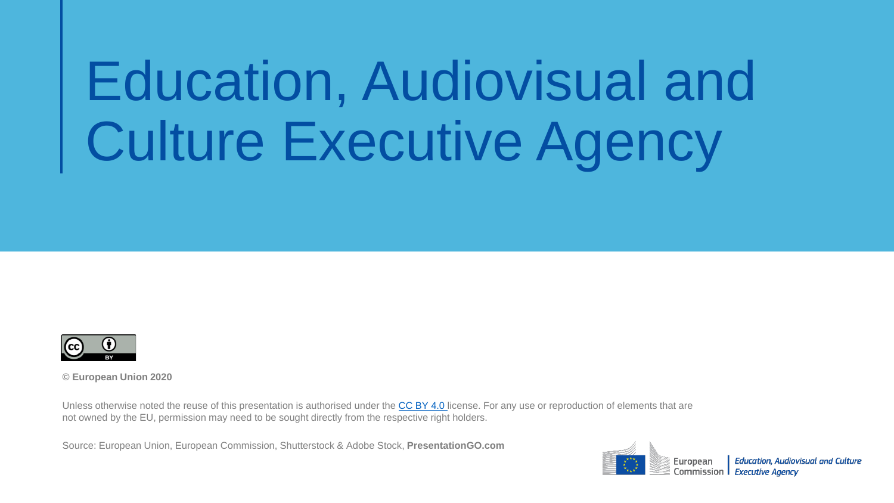# Education, Audiovisual and Culture Executive Agency

**© European Union 2020**

Unless otherwise noted the reuse of this presentation is authorised under the CC BY 4.0 license. For any use or reproduction of elements that are not owned by the EU, permission may need to be sought directly from the respective right holders.

Source: European Union, European Commission, Shutterstock & Adobe Stock, **PresentationGO.com**

European Commission | *Education, Audiovisual and Culture Executive Agency*